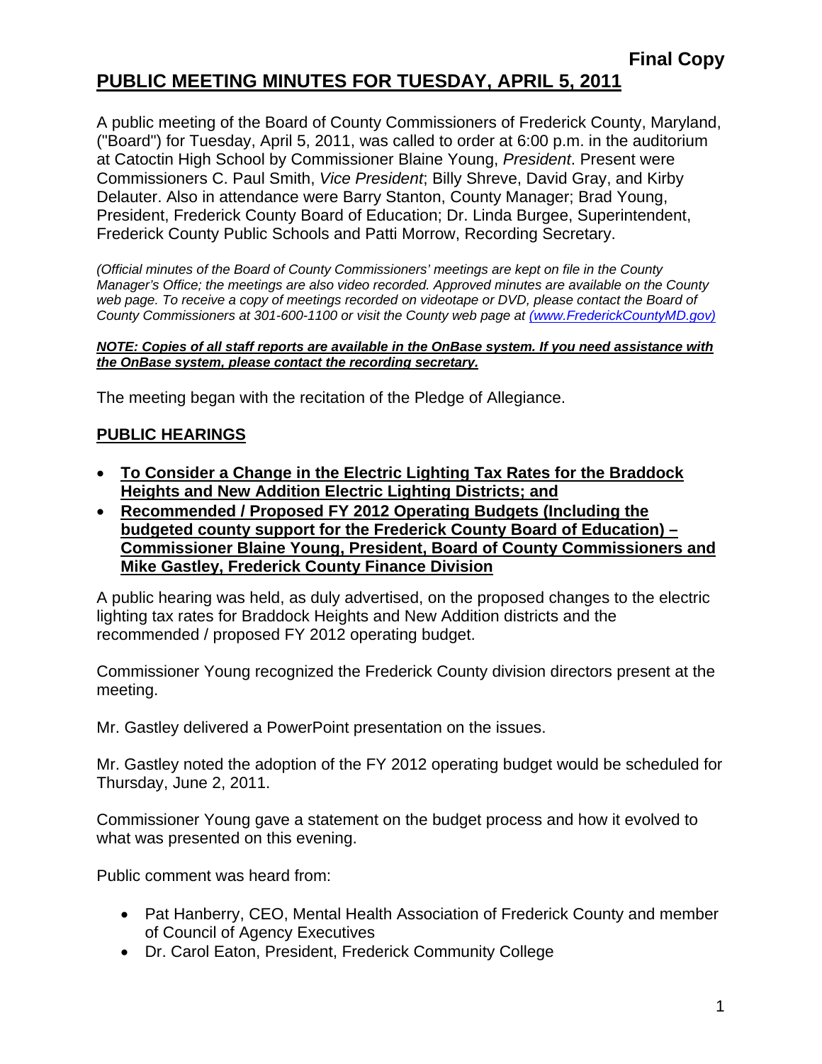**Final Copy**

# PUBLIC MEETING MINUTES FOR TUESDAY, APRIL 5, 2011

A public meeting of the Board of County Commissioners of Frederick County, Maryland, ("Board") for Tuesday, April 5, 2011, was called to order at 6:00 p.m. in the auditorium at Catoctin High School by Commissioner Blaine Young, *President*. Present were Commissioners C. Paul Smith, *Vice President*; Billy Shreve, David Gray, and Kirby Delauter. Also in attendance were Barry Stanton, County Manager; Brad Young, President, Frederick County Board of Education; Dr. Linda Burgee, Superintendent, Frederick County Public Schools and Patti Morrow, Recording Secretary.

*(Official minutes of the Board of County Commissioners' meetings are kept on file in the County Manager's Office; the meetings are also video recorded. Approved minutes are available on the County web page. To receive a copy of meetings recorded on videotape or DVD, please contact the Board of County Commissioners at 301-600-1100 or visit the County web page at (www.FrederickCountyMD.gov)*

***NOTE: Copies of all staff reports are available in the OnBase system. If you need assistance with the OnBase system, please contact the recording secretary.***

The meeting began with the recitation of the Pledge of Allegiance.

## PUBLIC HEARINGS

- **To Consider a Change in the Electric Lighting Tax Rates for the Braddock Heights and New Addition Electric Lighting Districts; and**
- **Recommended / Proposed FY 2012 Operating Budgets (Including the budgeted county support for the Frederick County Board of Education) – Commissioner Blaine Young, President, Board of County Commissioners and Mike Gastley, Frederick County Finance Division**

A public hearing was held, as duly advertised, on the proposed changes to the electric lighting tax rates for Braddock Heights and New Addition districts and the recommended / proposed FY 2012 operating budget.

Commissioner Young recognized the Frederick County division directors present at the meeting.

Mr. Gastley delivered a PowerPoint presentation on the issues.

Mr. Gastley noted the adoption of the FY 2012 operating budget would be scheduled for Thursday, June 2, 2011.

Commissioner Young gave a statement on the budget process and how it evolved to what was presented on this evening.

Public comment was heard from:

- Pat Hanberry, CEO, Mental Health Association of Frederick County and member of Council of Agency Executives
- Dr. Carol Eaton, President, Frederick Community College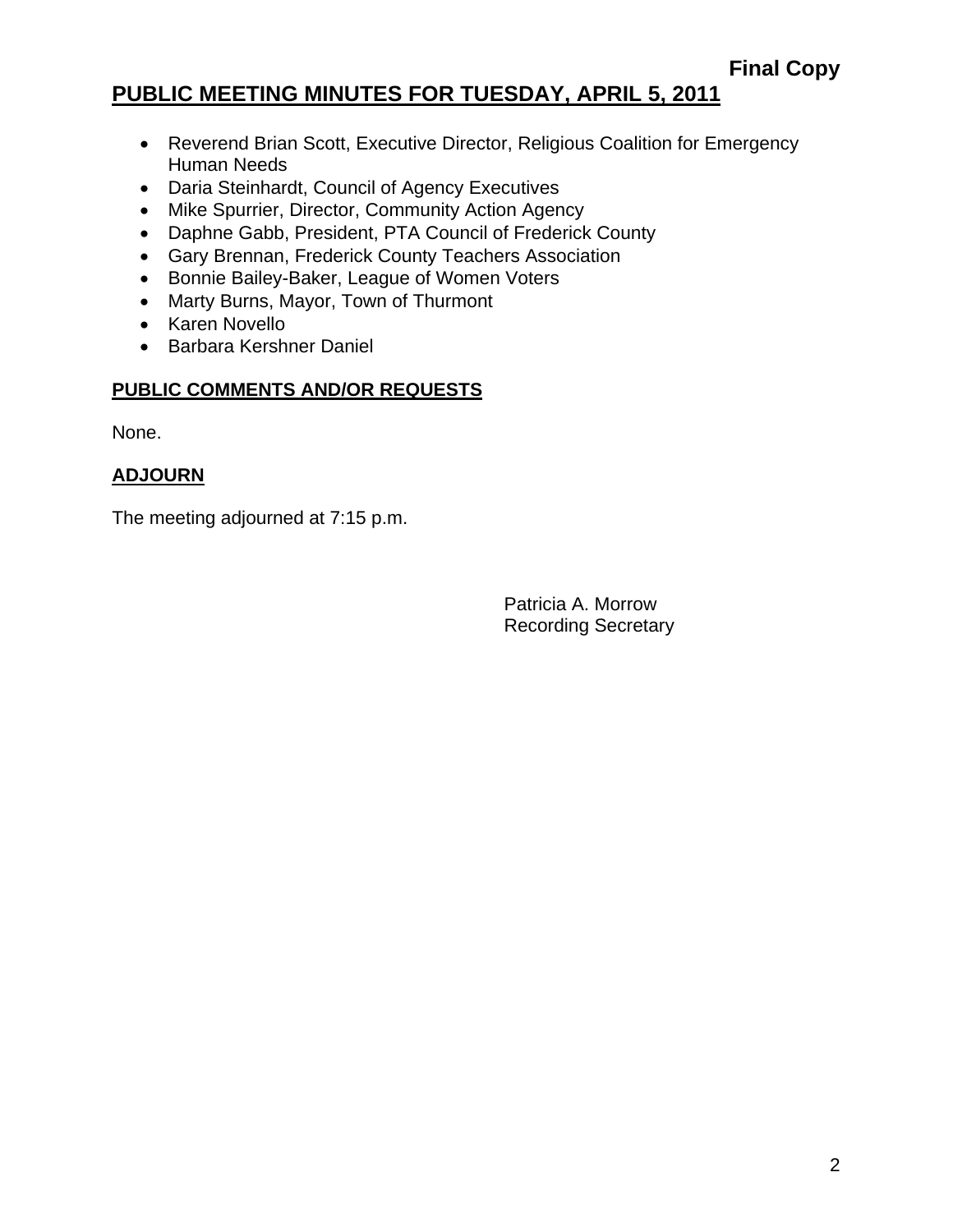**Final Copy**

**PUBLIC MEETING MINUTES FOR TUESDAY, APRIL 5, 2011**

- Reverend Brian Scott, Executive Director, Religious Coalition for Emergency Human Needs
- Daria Steinhardt, Council of Agency Executives
- Mike Spurrier, Director, Community Action Agency
- Daphne Gabb, President, PTA Council of Frederick County
- Gary Brennan, Frederick County Teachers Association
- Bonnie Bailey-Baker, League of Women Voters
- Marty Burns, Mayor, Town of Thurmont
- Karen Novello
- Barbara Kershner Daniel

## PUBLIC COMMENTS AND/OR REQUESTS

None.

## ADJOURN

The meeting adjourned at 7:15 p.m.

Patricia A. Morrow
Recording Secretary